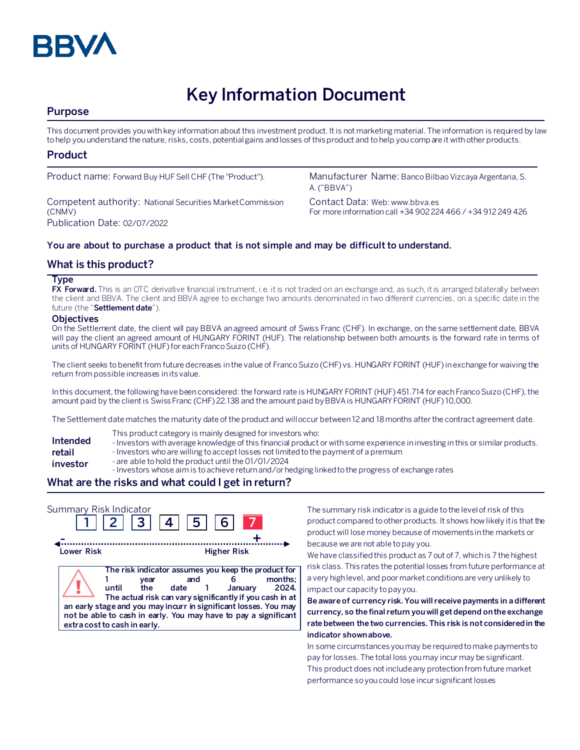BBVA

# Key Information Document

## Purpose

This document provides you with key information about this investment product. It is not marketing material. The information is required by law to help you understand the nature, risks, costs, potential gains and losses of this product and to help you compare it with other products.

## Product

Product name: Forward Buy HUF Sell CHF (The "Product").

Manufacturer Name: Banco Bilbao Vizcaya Argentaria, S. A. ("BBVA")

Competent authority: National Securities Market Commission (CNMV)

Contact Data: Web: www.bbva.es
For more information call +34 902 224 466 / +34 912 249 426

Publication Date: 02/07/2022

**You are about to purchase a product that is not simple and may be difficult to understand.**

## What is this product?

### Type

**FX Forward.** This is an OTC derivative financial instrument, i.e. it is not traded on an exchange and, as such, it is arranged bilaterally between the client and BBVA. The client and BBVA agree to exchange two amounts denominated in two different currencies, on a specific date in the future (the "**Settlement date**").

### Objectives

On the Settlement date, the client will pay BBVA an agreed amount of Swiss Franc (CHF). In exchange, on the same settlement date, BBVA will pay the client an agreed amount of HUNGARY FORINT (HUF). The relationship between both amounts is the forward rate in terms of units of HUNGARY FORINT (HUF) for each Franco Suizo (CHF).

The client seeks to benefit from future decreases in the value of Franco Suizo (CHF) vs. HUNGARY FORINT (HUF) in exchange for waiving the return from possible increases in its value.

In this document, the following have been considered: the forward rate is HUNGARY FORINT (HUF) 451.714 for each Franco Suizo (CHF), the amount paid by the client is Swiss Franc (CHF) 22.138 and the amount paid by BBVA is HUNGARY FORINT (HUF) 10,000.

The Settlement date matches the maturity date of the product and will occur between 12 and 18 months after the contract agreement date.

**Intended retail investor**

This product category is mainly designed for investors who:
- Investors with average knowledge of this financial product or with some experience in investing in this or similar products.
- Investors who are willing to accept losses not limited to the payment of a premium
- are able to hold the product until the 01/01/2024
- Investors whose aim is to achieve return and/or hedging linked to the progress of exchange rates

## What are the risks and what could I get in return?

Summary Risk Indicator

1 2 3 4 5 6 **7**

Lower Risk — Higher Risk

**The risk indicator assumes you keep the product for 1 year and 6 months; until the date 1 January 2024. The actual risk can vary significantly if you cash in at an early stage and you may incurr in significant losses. You may not be able to cash in early. You may have to pay a significant extra cost to cash in early.**

The summary risk indicator is a guide to the level of risk of this product compared to other products. It shows how likely it is that the product will lose money because of movements in the markets or because we are not able to pay you.

We have classified this product as 7 out of 7, which is 7 the highest risk class. This rates the potential losses from future performance at a very high level, and poor market conditions are very unlikely to impact our capacity to pay you.

**Be aware of currency risk. You will receive payments in a different currency, so the final return you will get depend on the exchange rate between the two currencies. This risk is not considered in the indicator shown above.**

In some circumstances you may be required to make payments to pay for losses. The total loss you may incur may be significant.

This product does not include any protection from future market performance so you could lose incur significant losses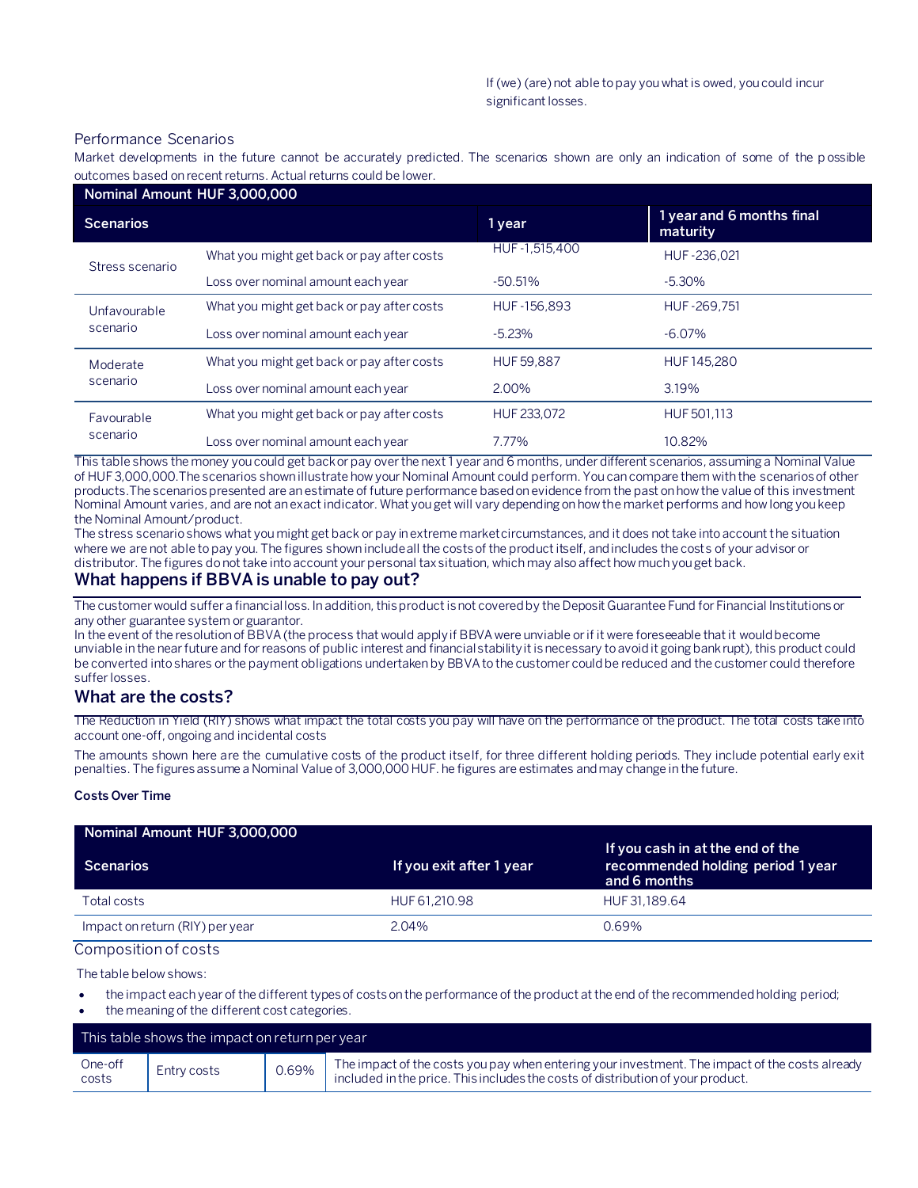If (we) (are) not able to pay you what is owed, you could incur significant losses.

### Performance Scenarios

Market developments in the future cannot be accurately predicted. The scenarios shown are only an indication of some of the possible outcomes based on recent returns. Actual returns could be lower.

| Nominal Amount HUF 3,000,000 | | | |
|---|---|---|---|
| **Scenarios** | | **1 year** | **1 year and 6 months final maturity** |
| Stress scenario | What you might get back or pay after costs | HUF -1,515,400 | HUF -236,021 |
| | Loss over nominal amount each year | -50.51% | -5.30% |
| Unfavourable scenario | What you might get back or pay after costs | HUF -156,893 | HUF -269,751 |
| | Loss over nominal amount each year | -5.23% | -6.07% |
| Moderate scenario | What you might get back or pay after costs | HUF 59,887 | HUF 145,280 |
| | Loss over nominal amount each year | 2.00% | 3.19% |
| Favourable scenario | What you might get back or pay after costs | HUF 233,072 | HUF 501,113 |
| | Loss over nominal amount each year | 7.77% | 10.82% |

This table shows the money you could get back or pay over the next 1 year and 6 months, under different scenarios, assuming a Nominal Value of HUF 3,000,000.The scenarios shown illustrate how your Nominal Amount could perform. You can compare them with the scenarios of other products.The scenarios presented are an estimate of future performance based on evidence from the past on how the value of this investment Nominal Amount varies, and are not an exact indicator. What you get will vary depending on how the market performs and how long you keep the Nominal Amount/product.

The stress scenario shows what you might get back or pay in extreme market circumstances, and it does not take into account the situation where we are not able to pay you. The figures shown include all the costs of the product itself, and includes the costs of your advisor or distributor. The figures do not take into account your personal tax situation, which may also affect how much you get back.

## What happens if BBVA is unable to pay out?

The customer would suffer a financial loss. In addition, this product is not covered by the Deposit Guarantee Fund for Financial Institutions or any other guarantee system or guarantor.

In the event of the resolution of BBVA (the process that would apply if BBVA were unviable or if it were foreseeable that it would become unviable in the near future and for reasons of public interest and financial stability it is necessary to avoid it going bankrupt), this product could be converted into shares or the payment obligations undertaken by BBVA to the customer could be reduced and the customer could therefore suffer losses.

## What are the costs?

The Reduction in Yield (RIY) shows what impact the total costs you pay will have on the performance of the product. The total costs take into account one-off, ongoing and incidental costs

The amounts shown here are the cumulative costs of the product itself, for three different holding periods. They include potential early exit penalties. The figures assume a Nominal Value of 3,000,000 HUF. he figures are estimates and may change in the future.

**Costs Over Time**

| Nominal Amount HUF 3,000,000 | | |
|---|---|---|
| **Scenarios** | **If you exit after 1 year** | **If you cash in at the end of the recommended holding period 1 year and 6 months** |
| Total costs | HUF 61,210.98 | HUF 31,189.64 |
| Impact on return (RIY) per year | 2.04% | 0.69% |

### Composition of costs

The table below shows:

- the impact each year of the different types of costs on the performance of the product at the end of the recommended holding period;
- the meaning of the different cost categories.

| This table shows the impact on return per year | | | |
|---|---|---|---|
| One-off costs | Entry costs | 0.69% | The impact of the costs you pay when entering your investment. The impact of the costs already included in the price. This includes the costs of distribution of your product. |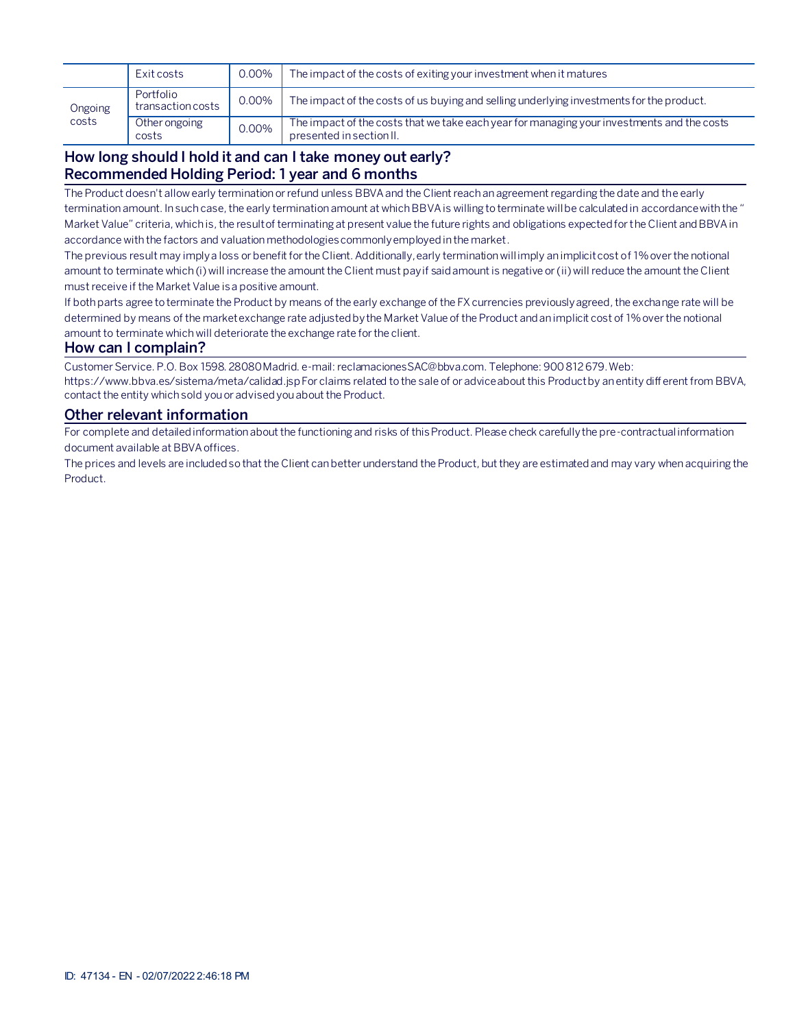| | | | |
|---|---|---|---|
| | Exit costs | 0.00% | The impact of the costs of exiting your investment when it matures |
| Ongoing costs | Portfolio transaction costs | 0.00% | The impact of the costs of us buying and selling underlying investments for the product. |
| | Other ongoing costs | 0.00% | The impact of the costs that we take each year for managing your investments and the costs presented in section II. |

## How long should I hold it and can I take money out early?
## Recommended Holding Period: 1 year and 6 months

The Product doesn't allow early termination or refund unless BBVA and the Client reach an agreement regarding the date and the early termination amount. In such case, the early termination amount at which BBVA is willing to terminate will be calculated in accordance with the " Market Value" criteria, which is, the result of terminating at present value the future rights and obligations expected for the Client and BBVA in accordance with the factors and valuation methodologies commonly employed in the market.

The previous result may imply a loss or benefit for the Client. Additionally, early termination will imply an implicit cost of 1% over the notional amount to terminate which (i) will increase the amount the Client must pay if said amount is negative or (ii) will reduce the amount the Client must receive if the Market Value is a positive amount.

If both parts agree to terminate the Product by means of the early exchange of the FX currencies previously agreed, the exchange rate will be determined by means of the market exchange rate adjusted by the Market Value of the Product and an implicit cost of 1% over the notional amount to terminate which will deteriorate the exchange rate for the client.

## How can I complain?

Customer Service. P.O. Box 1598. 28080 Madrid. e-mail: reclamacionesSAC@bbva.com. Telephone: 900 812 679. Web: https://www.bbva.es/sistema/meta/calidad.jsp For claims related to the sale of or advice about this Product by an entity different from BBVA, contact the entity which sold you or advised you about the Product.

## Other relevant information

For complete and detailed information about the functioning and risks of this Product. Please check carefully the pre-contractual information document available at BBVA offices.

The prices and levels are included so that the Client can better understand the Product, but they are estimated and may vary when acquiring the Product.

ID: 47134 - EN - 02/07/2022 2:46:18 PM